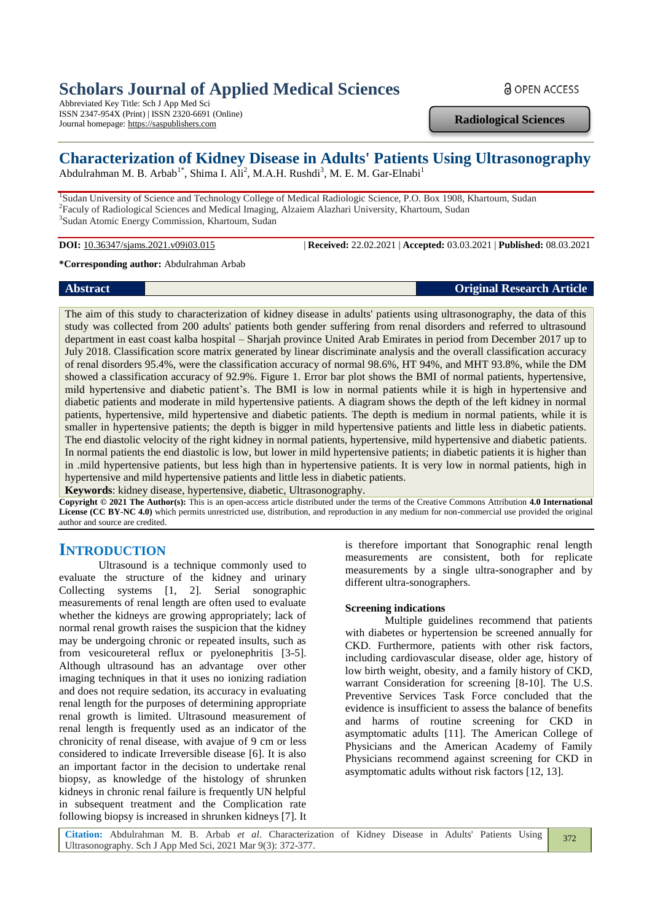# Scholars Journal of Applied Medical Sciences

Abbreviated Key Title: Sch J App Med Sci
ISSN 2347-954X (Print) | ISSN 2320-6691 (Online)
Journal homepage: https://saspublishers.com

OPEN ACCESS

**Radiological Sciences**

## Characterization of Kidney Disease in Adults' Patients Using Ultrasonography

Abdulrahman M. B. Arbab[1*], Shima I. Ali[2], M.A.H. Rushdi[3], M. E. M. Gar-Elnabi[1]

[1]Sudan University of Science and Technology College of Medical Radiologic Science, P.O. Box 1908, Khartoum, Sudan
[2]Faculy of Radiological Sciences and Medical Imaging, Alzaiem Alazhari University, Khartoum, Sudan
[3]Sudan Atomic Energy Commission, Khartoum, Sudan

**DOI:** 10.36347/sjams.2021.v09i03.015 | **Received:** 22.02.2021 | **Accepted:** 03.03.2021 | **Published:** 08.03.2021

**\*Corresponding author:** Abdulrahman Arbab

**Abstract** | **Original Research Article**

The aim of this study to characterization of kidney disease in adults' patients using ultrasonography, the data of this study was collected from 200 adults' patients both gender suffering from renal disorders and referred to ultrasound department in east coast kalba hospital – Sharjah province United Arab Emirates in period from December 2017 up to July 2018. Classification score matrix generated by linear discriminate analysis and the overall classification accuracy of renal disorders 95.4%, were the classification accuracy of normal 98.6%, HT 94%, and MHT 93.8%, while the DM showed a classification accuracy of 92.9%. Figure 1. Error bar plot shows the BMI of normal patients, hypertensive, mild hypertensive and diabetic patient's. The BMI is low in normal patients while it is high in hypertensive and diabetic patients and moderate in mild hypertensive patients. A diagram shows the depth of the left kidney in normal patients, hypertensive, mild hypertensive and diabetic patients. The depth is medium in normal patients, while it is smaller in hypertensive patients; the depth is bigger in mild hypertensive patients and little less in diabetic patients. The end diastolic velocity of the right kidney in normal patients, hypertensive, mild hypertensive and diabetic patients. In normal patients the end diastolic is low, but lower in mild hypertensive patients; in diabetic patients it is higher than in .mild hypertensive patients, but less high than in hypertensive patients. It is very low in normal patients, high in hypertensive and mild hypertensive patients and little less in diabetic patients.

**Keywords**: kidney disease, hypertensive, diabetic, Ultrasonography.

**Copyright © 2021 The Author(s):** This is an open-access article distributed under the terms of the Creative Commons Attribution **4.0 International License (CC BY-NC 4.0)** which permits unrestricted use, distribution, and reproduction in any medium for non-commercial use provided the original author and source are credited.

## INTRODUCTION

Ultrasound is a technique commonly used to evaluate the structure of the kidney and urinary Collecting systems [1, 2]. Serial sonographic measurements of renal length are often used to evaluate whether the kidneys are growing appropriately; lack of normal renal growth raises the suspicion that the kidney may be undergoing chronic or repeated insults, such as from vesicoureteral reflux or pyelonephritis [3-5]. Although ultrasound has an advantage over other imaging techniques in that it uses no ionizing radiation and does not require sedation, its accuracy in evaluating renal length for the purposes of determining appropriate renal growth is limited. Ultrasound measurement of renal length is frequently used as an indicator of the chronicity of renal disease, with avajue of 9 cm or less considered to indicate Irreversible disease [6]. It is also an important factor in the decision to undertake renal biopsy, as knowledge of the histology of shrunken kidneys in chronic renal failure is frequently UN helpful in subsequent treatment and the Complication rate following biopsy is increased in shrunken kidneys [7]. It is therefore important that Sonographic renal length measurements are consistent, both for replicate measurements by a single ultra-sonographer and by different ultra-sonographers.

### Screening indications

Multiple guidelines recommend that patients with diabetes or hypertension be screened annually for CKD. Furthermore, patients with other risk factors, including cardiovascular disease, older age, history of low birth weight, obesity, and a family history of CKD, warrant Consideration for screening [8-10]. The U.S. Preventive Services Task Force concluded that the evidence is insufficient to assess the balance of benefits and harms of routine screening for CKD in asymptomatic adults [11]. The American College of Physicians and the American Academy of Family Physicians recommend against screening for CKD in asymptomatic adults without risk factors [12, 13].

**Citation:** Abdulrahman M. B. Arbab *et al*. Characterization of Kidney Disease in Adults' Patients Using Ultrasonography. Sch J App Med Sci, 2021 Mar 9(3): 372-377.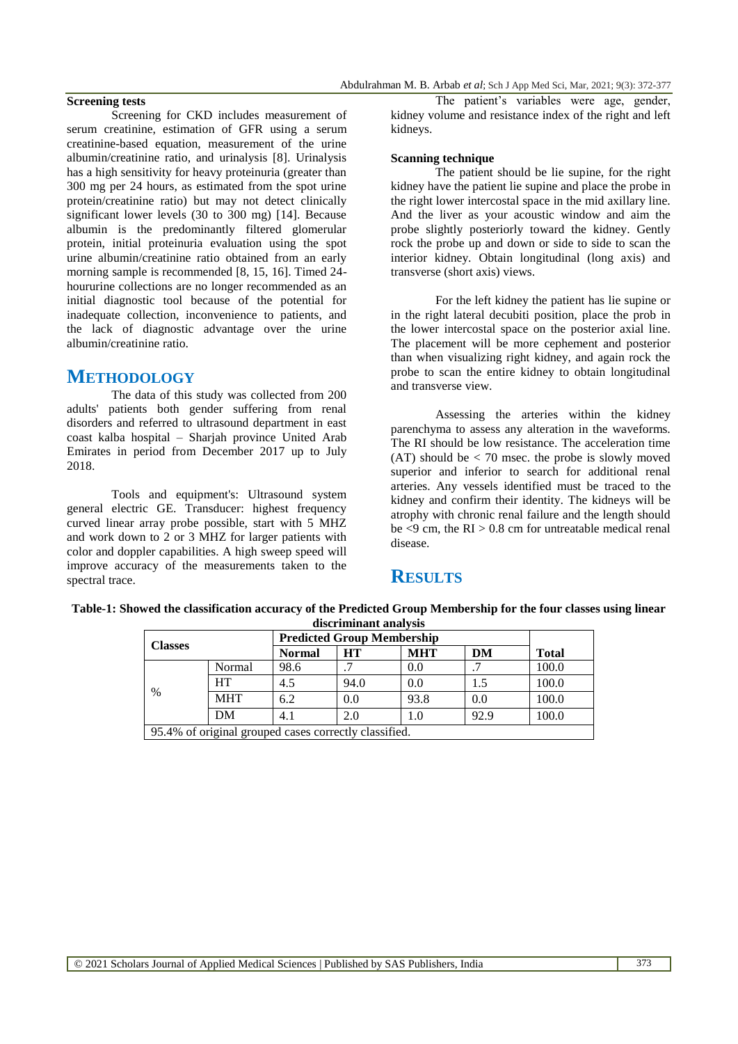### Screening tests

Screening for CKD includes measurement of serum creatinine, estimation of GFR using a serum creatinine-based equation, measurement of the urine albumin/creatinine ratio, and urinalysis [8]. Urinalysis has a high sensitivity for heavy proteinuria (greater than 300 mg per 24 hours, as estimated from the spot urine protein/creatinine ratio) but may not detect clinically significant lower levels (30 to 300 mg) [14]. Because albumin is the predominantly filtered glomerular protein, initial proteinuria evaluation using the spot urine albumin/creatinine ratio obtained from an early morning sample is recommended [8, 15, 16]. Timed 24-hoururine collections are no longer recommended as an initial diagnostic tool because of the potential for inadequate collection, inconvenience to patients, and the lack of diagnostic advantage over the urine albumin/creatinine ratio.

## METHODOLOGY

The data of this study was collected from 200 adults' patients both gender suffering from renal disorders and referred to ultrasound department in east coast kalba hospital – Sharjah province United Arab Emirates in period from December 2017 up to July 2018.

Tools and equipment's: Ultrasound system general electric GE. Transducer: highest frequency curved linear array probe possible, start with 5 MHZ and work down to 2 or 3 MHZ for larger patients with color and doppler capabilities. A high sweep speed will improve accuracy of the measurements taken to the spectral trace.

The patient's variables were age, gender, kidney volume and resistance index of the right and left kidneys.

### Scanning technique

The patient should be lie supine, for the right kidney have the patient lie supine and place the probe in the right lower intercostal space in the mid axillary line. And the liver as your acoustic window and aim the probe slightly posteriorly toward the kidney. Gently rock the probe up and down or side to side to scan the interior kidney. Obtain longitudinal (long axis) and transverse (short axis) views.

For the left kidney the patient has lie supine or in the right lateral decubiti position, place the prob in the lower intercostal space on the posterior axial line. The placement will be more cephement and posterior than when visualizing right kidney, and again rock the probe to scan the entire kidney to obtain longitudinal and transverse view.

Assessing the arteries within the kidney parenchyma to assess any alteration in the waveforms. The RI should be low resistance. The acceleration time (AT) should be < 70 msec. the probe is slowly moved superior and inferior to search for additional renal arteries. Any vessels identified must be traced to the kidney and confirm their identity. The kidneys will be atrophy with chronic renal failure and the length should be <9 cm, the RI > 0.8 cm for untreatable medical renal disease.

## RESULTS

**Table-1: Showed the classification accuracy of the Predicted Group Membership for the four classes using linear discriminant analysis**

| Classes | | Predicted Group Membership | | | | Total |
|---|---|---|---|---|---|---|
| | | Normal | HT | MHT | DM | |
| % | Normal | 98.6 | .7 | 0.0 | .7 | 100.0 |
| | HT | 4.5 | 94.0 | 0.0 | 1.5 | 100.0 |
| | MHT | 6.2 | 0.0 | 93.8 | 0.0 | 100.0 |
| | DM | 4.1 | 2.0 | 1.0 | 92.9 | 100.0 |
| 95.4% of original grouped cases correctly classified. | | | | | | |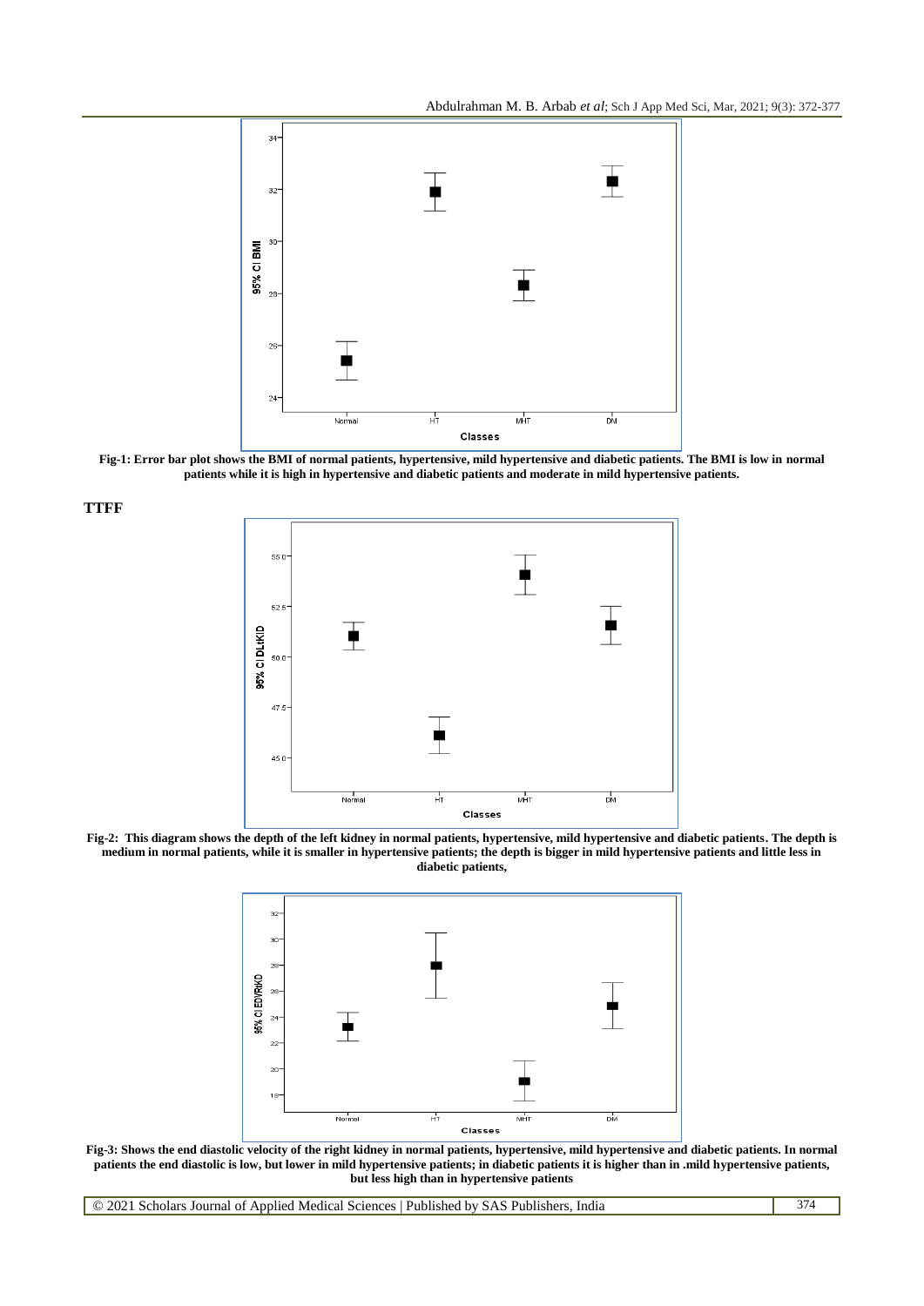Fig-1: Error bar plot shows the BMI of normal patients, hypertensive, mild hypertensive and diabetic patients. The BMI is low in normal patients while it is high in hypertensive and diabetic patients and moderate in mild hypertensive patients.

**TTFF**

Fig-2: This diagram shows the depth of the left kidney in normal patients, hypertensive, mild hypertensive and diabetic patients. The depth is medium in normal patients, while it is smaller in hypertensive patients; the depth is bigger in mild hypertensive patients and little less in diabetic patients,

Fig-3: Shows the end diastolic velocity of the right kidney in normal patients, hypertensive, mild hypertensive and diabetic patients. In normal patients the end diastolic is low, but lower in mild hypertensive patients; in diabetic patients it is higher than in .mild hypertensive patients, but less high than in hypertensive patients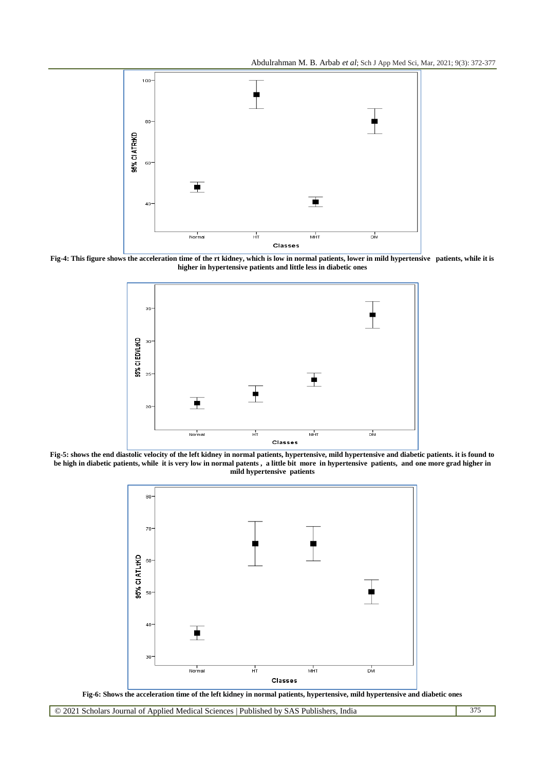Fig-4: This figure shows the acceleration time of the rt kidney, which is low in normal patients, lower in mild hypertensive patients, while it is higher in hypertensive patients and little less in diabetic ones

Fig-5: shows the end diastolic velocity of the left kidney in normal patients, hypertensive, mild hypertensive and diabetic patients. it is found to be high in diabetic patients, while it is very low in normal patents , a little bit more in hypertensive patients, and one more grad higher in mild hypertensive patients

Fig-6: Shows the acceleration time of the left kidney in normal patients, hypertensive, mild hypertensive and diabetic ones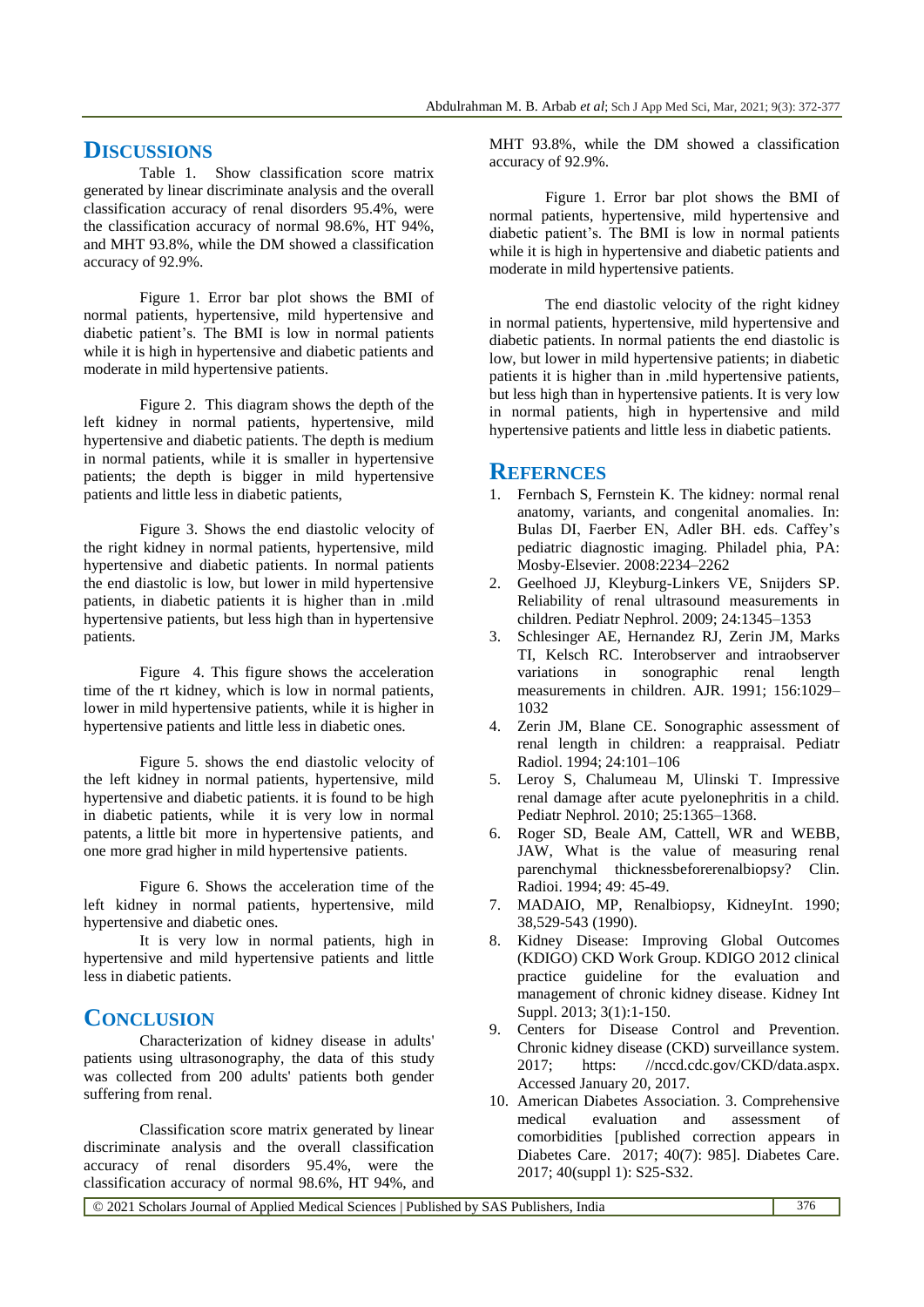## DISCUSSIONS

Table 1. Show classification score matrix generated by linear discriminate analysis and the overall classification accuracy of renal disorders 95.4%, were the classification accuracy of normal 98.6%, HT 94%, and MHT 93.8%, while the DM showed a classification accuracy of 92.9%.

Figure 1. Error bar plot shows the BMI of normal patients, hypertensive, mild hypertensive and diabetic patient's. The BMI is low in normal patients while it is high in hypertensive and diabetic patients and moderate in mild hypertensive patients.

Figure 2. This diagram shows the depth of the left kidney in normal patients, hypertensive, mild hypertensive and diabetic patients. The depth is medium in normal patients, while it is smaller in hypertensive patients; the depth is bigger in mild hypertensive patients and little less in diabetic patients,

Figure 3. Shows the end diastolic velocity of the right kidney in normal patients, hypertensive, mild hypertensive and diabetic patients. In normal patients the end diastolic is low, but lower in mild hypertensive patients, in diabetic patients it is higher than in .mild hypertensive patients, but less high than in hypertensive patients.

Figure 4. This figure shows the acceleration time of the rt kidney, which is low in normal patients, lower in mild hypertensive patients, while it is higher in hypertensive patients and little less in diabetic ones.

Figure 5. shows the end diastolic velocity of the left kidney in normal patients, hypertensive, mild hypertensive and diabetic patients. it is found to be high in diabetic patients, while it is very low in normal patents, a little bit more in hypertensive patients, and one more grad higher in mild hypertensive patients.

Figure 6. Shows the acceleration time of the left kidney in normal patients, hypertensive, mild hypertensive and diabetic ones.

It is very low in normal patients, high in hypertensive and mild hypertensive patients and little less in diabetic patients.

## CONCLUSION

Characterization of kidney disease in adults' patients using ultrasonography, the data of this study was collected from 200 adults' patients both gender suffering from renal.

Classification score matrix generated by linear discriminate analysis and the overall classification accuracy of renal disorders 95.4%, were the classification accuracy of normal 98.6%, HT 94%, and MHT 93.8%, while the DM showed a classification accuracy of 92.9%.

Figure 1. Error bar plot shows the BMI of normal patients, hypertensive, mild hypertensive and diabetic patient's. The BMI is low in normal patients while it is high in hypertensive and diabetic patients and moderate in mild hypertensive patients.

The end diastolic velocity of the right kidney in normal patients, hypertensive, mild hypertensive and diabetic patients. In normal patients the end diastolic is low, but lower in mild hypertensive patients; in diabetic patients it is higher than in .mild hypertensive patients, but less high than in hypertensive patients. It is very low in normal patients, high in hypertensive and mild hypertensive patients and little less in diabetic patients.

## REFERNCES

1. Fernbach S, Fernstein K. The kidney: normal renal anatomy, variants, and congenital anomalies. In: Bulas DI, Faerber EN, Adler BH. eds. Caffey's pediatric diagnostic imaging. Philadel phia, PA: Mosby-Elsevier. 2008:2234–2262
2. Geelhoed JJ, Kleyburg-Linkers VE, Snijders SP. Reliability of renal ultrasound measurements in children. Pediatr Nephrol. 2009; 24:1345–1353
3. Schlesinger AE, Hernandez RJ, Zerin JM, Marks TI, Kelsch RC. Interobserver and intraobserver variations in sonographic renal length measurements in children. AJR. 1991; 156:1029–1032
4. Zerin JM, Blane CE. Sonographic assessment of renal length in children: a reappraisal. Pediatr Radiol. 1994; 24:101–106
5. Leroy S, Chalumeau M, Ulinski T. Impressive renal damage after acute pyelonephritis in a child. Pediatr Nephrol. 2010; 25:1365–1368.
6. Roger SD, Beale AM, Cattell, WR and WEBB, JAW, What is the value of measuring renal parenchymal thicknessbeforerenalbiopsy? Clin. Radioi. 1994; 49: 45-49.
7. MADAIO, MP, Renalbiopsy, KidneyInt. 1990; 38,529-543 (1990).
8. Kidney Disease: Improving Global Outcomes (KDIGO) CKD Work Group. KDIGO 2012 clinical practice guideline for the evaluation and management of chronic kidney disease. Kidney Int Suppl. 2013; 3(1):1-150.
9. Centers for Disease Control and Prevention. Chronic kidney disease (CKD) surveillance system. 2017; https: //nccd.cdc.gov/CKD/data.aspx. Accessed January 20, 2017.
10. American Diabetes Association. 3. Comprehensive medical evaluation and assessment of comorbidities [published correction appears in Diabetes Care. 2017; 40(7): 985]. Diabetes Care. 2017; 40(suppl 1): S25-S32.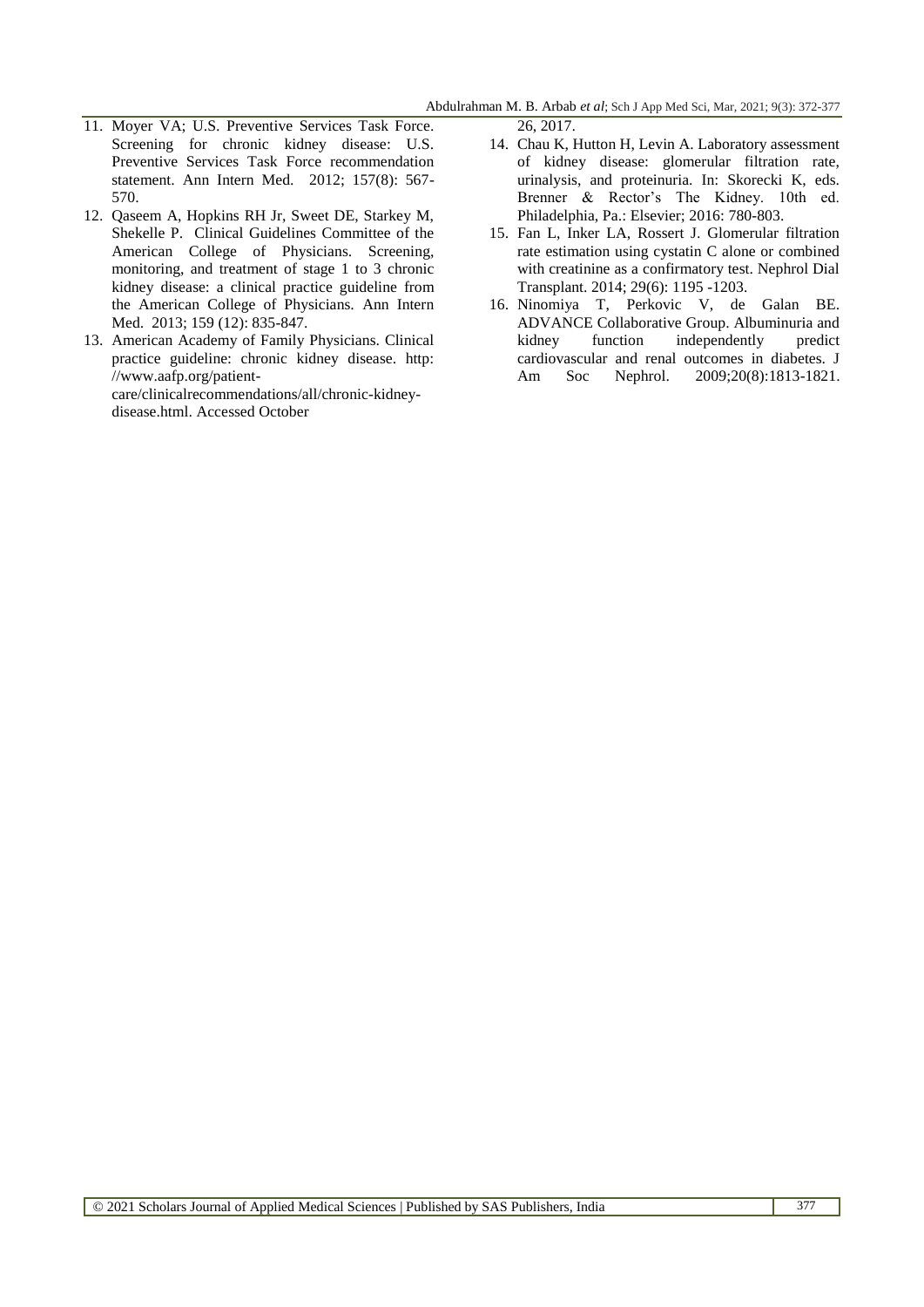11. Moyer VA; U.S. Preventive Services Task Force. Screening for chronic kidney disease: U.S. Preventive Services Task Force recommendation statement. Ann Intern Med. 2012; 157(8): 567-570.
12. Qaseem A, Hopkins RH Jr, Sweet DE, Starkey M, Shekelle P. Clinical Guidelines Committee of the American College of Physicians. Screening, monitoring, and treatment of stage 1 to 3 chronic kidney disease: a clinical practice guideline from the American College of Physicians. Ann Intern Med. 2013; 159 (12): 835-847.
13. American Academy of Family Physicians. Clinical practice guideline: chronic kidney disease. http://www.aafp.org/patient-care/clinicalrecommendations/all/chronic-kidney-disease.html. Accessed October 26, 2017.
14. Chau K, Hutton H, Levin A. Laboratory assessment of kidney disease: glomerular filtration rate, urinalysis, and proteinuria. In: Skorecki K, eds. Brenner & Rector's The Kidney. 10th ed. Philadelphia, Pa.: Elsevier; 2016: 780-803.
15. Fan L, Inker LA, Rossert J. Glomerular filtration rate estimation using cystatin C alone or combined with creatinine as a confirmatory test. Nephrol Dial Transplant. 2014; 29(6): 1195 -1203.
16. Ninomiya T, Perkovic V, de Galan BE. ADVANCE Collaborative Group. Albuminuria and kidney function independently predict cardiovascular and renal outcomes in diabetes. J Am Soc Nephrol. 2009;20(8):1813-1821.